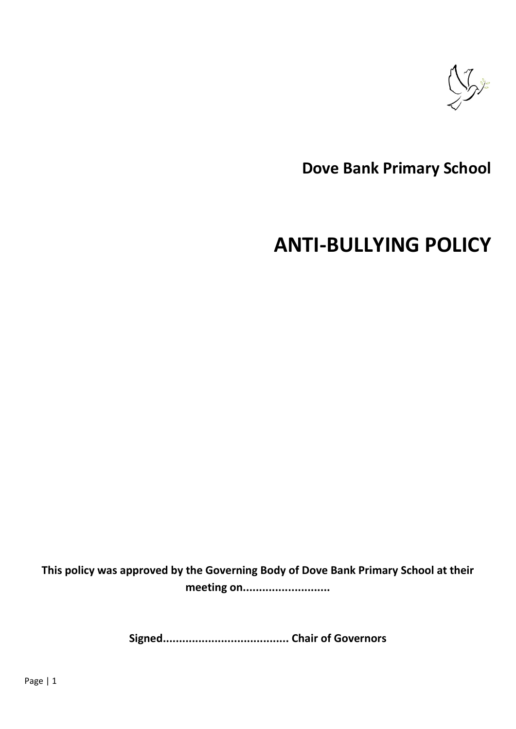**Dove Bank Primary School**

# ANTI-BULLYING POLICY

**This policy was approved by the Governing Body of Dove Bank Primary School at their meeting on..........................**

**Signed...................................... Chair of Governors**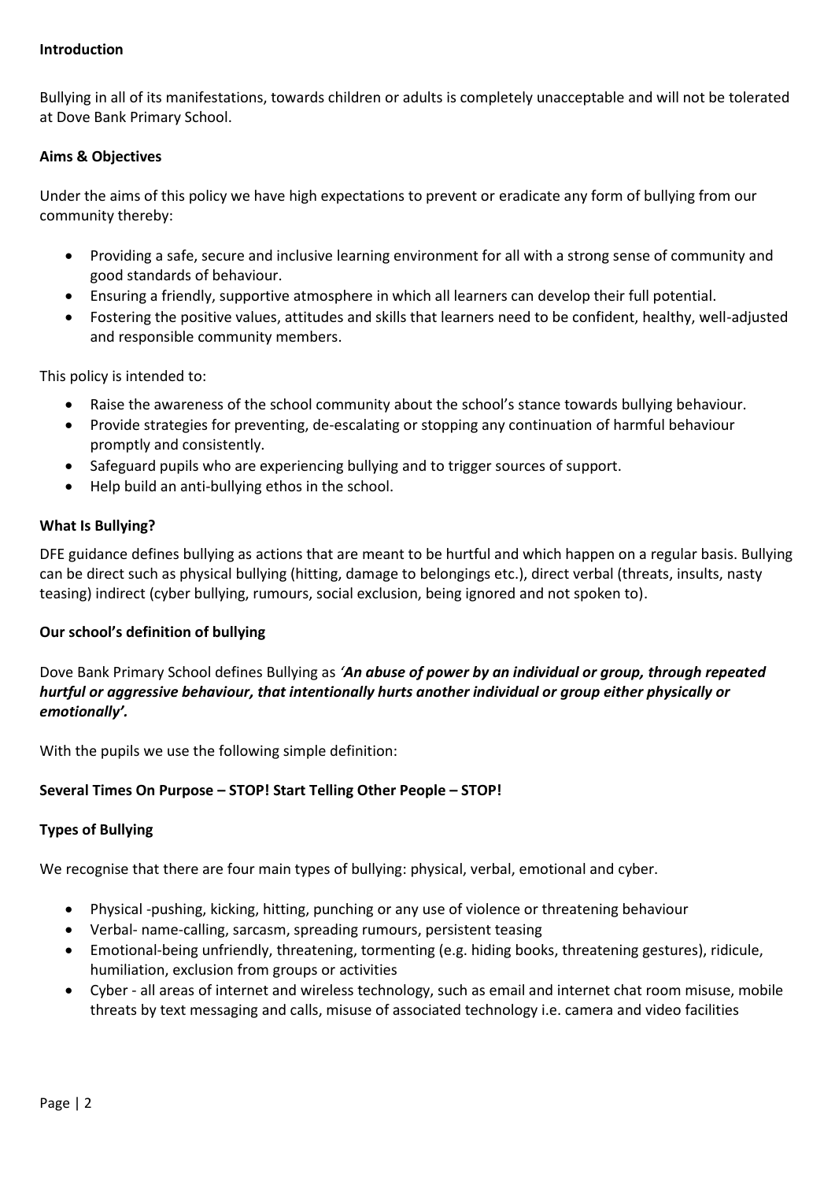**Introduction**

Bullying in all of its manifestations, towards children or adults is completely unacceptable and will not be tolerated at Dove Bank Primary School.

**Aims & Objectives**

Under the aims of this policy we have high expectations to prevent or eradicate any form of bullying from our community thereby:

- Providing a safe, secure and inclusive learning environment for all with a strong sense of community and good standards of behaviour.
- Ensuring a friendly, supportive atmosphere in which all learners can develop their full potential.
- Fostering the positive values, attitudes and skills that learners need to be confident, healthy, well-adjusted and responsible community members.

This policy is intended to:

- Raise the awareness of the school community about the school's stance towards bullying behaviour.
- Provide strategies for preventing, de-escalating or stopping any continuation of harmful behaviour promptly and consistently.
- Safeguard pupils who are experiencing bullying and to trigger sources of support.
- Help build an anti-bullying ethos in the school.

**What Is Bullying?**

DFE guidance defines bullying as actions that are meant to be hurtful and which happen on a regular basis. Bullying can be direct such as physical bullying (hitting, damage to belongings etc.), direct verbal (threats, insults, nasty teasing) indirect (cyber bullying, rumours, social exclusion, being ignored and not spoken to).

**Our school's definition of bullying**

Dove Bank Primary School defines Bullying as *'**An abuse of power by an individual or group, through repeated hurtful or aggressive behaviour, that intentionally hurts another individual or group either physically or emotionally'.***

With the pupils we use the following simple definition:

**Several Times On Purpose – STOP! Start Telling Other People – STOP!**

**Types of Bullying**

We recognise that there are four main types of bullying: physical, verbal, emotional and cyber.

- Physical -pushing, kicking, hitting, punching or any use of violence or threatening behaviour
- Verbal- name-calling, sarcasm, spreading rumours, persistent teasing
- Emotional-being unfriendly, threatening, tormenting (e.g. hiding books, threatening gestures), ridicule, humiliation, exclusion from groups or activities
- Cyber - all areas of internet and wireless technology, such as email and internet chat room misuse, mobile threats by text messaging and calls, misuse of associated technology i.e. camera and video facilities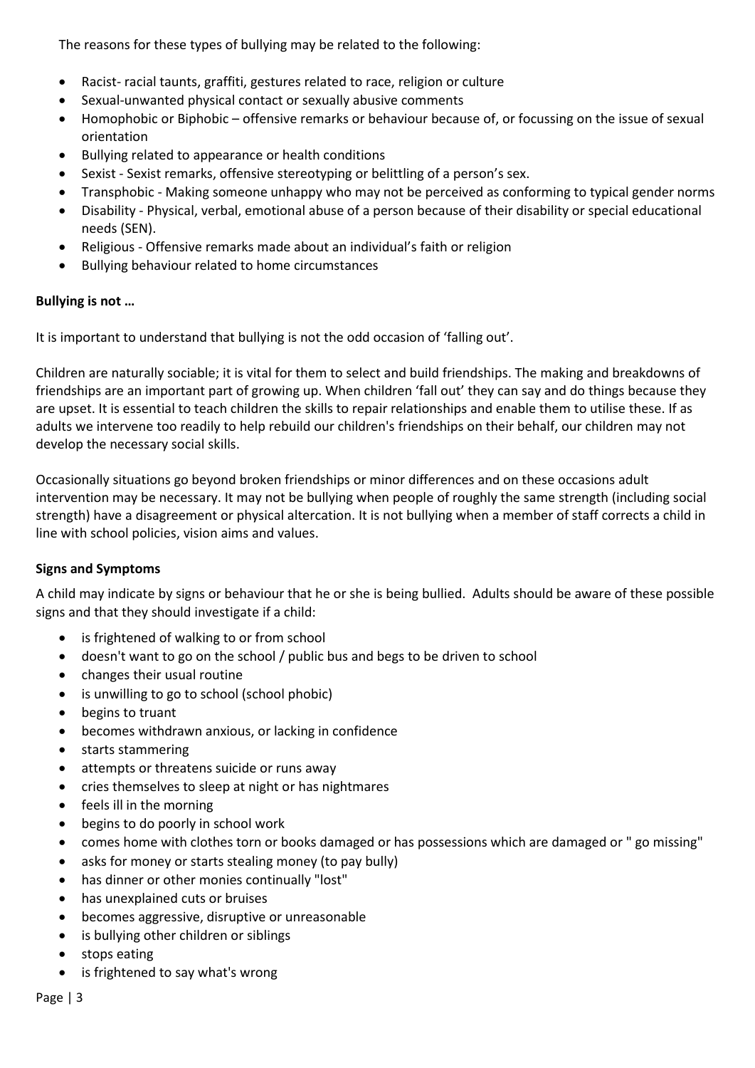The reasons for these types of bullying may be related to the following:

- Racist- racial taunts, graffiti, gestures related to race, religion or culture
- Sexual-unwanted physical contact or sexually abusive comments
- Homophobic or Biphobic – offensive remarks or behaviour because of, or focussing on the issue of sexual orientation
- Bullying related to appearance or health conditions
- Sexist - Sexist remarks, offensive stereotyping or belittling of a person's sex.
- Transphobic - Making someone unhappy who may not be perceived as conforming to typical gender norms
- Disability - Physical, verbal, emotional abuse of a person because of their disability or special educational needs (SEN).
- Religious - Offensive remarks made about an individual's faith or religion
- Bullying behaviour related to home circumstances

**Bullying is not …**

It is important to understand that bullying is not the odd occasion of 'falling out'.

Children are naturally sociable; it is vital for them to select and build friendships. The making and breakdowns of friendships are an important part of growing up. When children 'fall out' they can say and do things because they are upset. It is essential to teach children the skills to repair relationships and enable them to utilise these. If as adults we intervene too readily to help rebuild our children's friendships on their behalf, our children may not develop the necessary social skills.

Occasionally situations go beyond broken friendships or minor differences and on these occasions adult intervention may be necessary. It may not be bullying when people of roughly the same strength (including social strength) have a disagreement or physical altercation. It is not bullying when a member of staff corrects a child in line with school policies, vision aims and values.

**Signs and Symptoms**

A child may indicate by signs or behaviour that he or she is being bullied. Adults should be aware of these possible signs and that they should investigate if a child:

- is frightened of walking to or from school
- doesn't want to go on the school / public bus and begs to be driven to school
- changes their usual routine
- is unwilling to go to school (school phobic)
- begins to truant
- becomes withdrawn anxious, or lacking in confidence
- starts stammering
- attempts or threatens suicide or runs away
- cries themselves to sleep at night or has nightmares
- feels ill in the morning
- begins to do poorly in school work
- comes home with clothes torn or books damaged or has possessions which are damaged or " go missing"
- asks for money or starts stealing money (to pay bully)
- has dinner or other monies continually "lost"
- has unexplained cuts or bruises
- becomes aggressive, disruptive or unreasonable
- is bullying other children or siblings
- stops eating
- is frightened to say what's wrong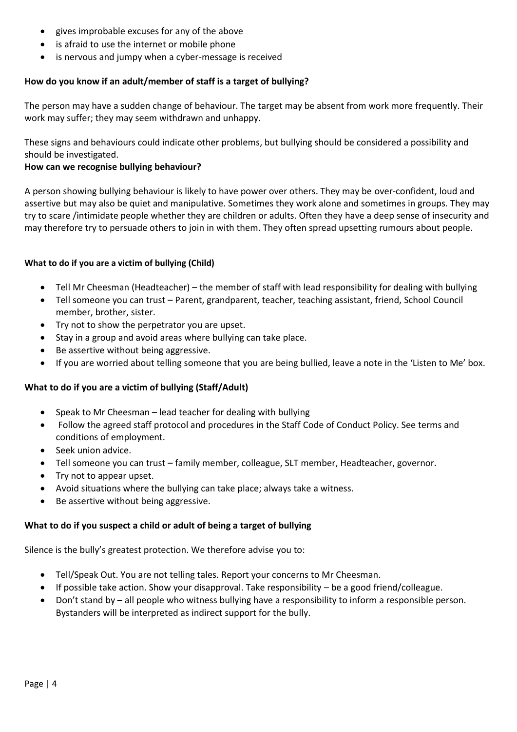- gives improbable excuses for any of the above
- is afraid to use the internet or mobile phone
- is nervous and jumpy when a cyber-message is received

**How do you know if an adult/member of staff is a target of bullying?**

The person may have a sudden change of behaviour. The target may be absent from work more frequently. Their work may suffer; they may seem withdrawn and unhappy.

These signs and behaviours could indicate other problems, but bullying should be considered a possibility and should be investigated.

**How can we recognise bullying behaviour?**

A person showing bullying behaviour is likely to have power over others. They may be over-confident, loud and assertive but may also be quiet and manipulative. Sometimes they work alone and sometimes in groups. They may try to scare /intimidate people whether they are children or adults. Often they have a deep sense of insecurity and may therefore try to persuade others to join in with them. They often spread upsetting rumours about people.

**What to do if you are a victim of bullying (Child)**

- Tell Mr Cheesman (Headteacher) – the member of staff with lead responsibility for dealing with bullying
- Tell someone you can trust – Parent, grandparent, teacher, teaching assistant, friend, School Council member, brother, sister.
- Try not to show the perpetrator you are upset.
- Stay in a group and avoid areas where bullying can take place.
- Be assertive without being aggressive.
- If you are worried about telling someone that you are being bullied, leave a note in the 'Listen to Me' box.

**What to do if you are a victim of bullying (Staff/Adult)**

- Speak to Mr Cheesman – lead teacher for dealing with bullying
- Follow the agreed staff protocol and procedures in the Staff Code of Conduct Policy. See terms and conditions of employment.
- Seek union advice.
- Tell someone you can trust – family member, colleague, SLT member, Headteacher, governor.
- Try not to appear upset.
- Avoid situations where the bullying can take place; always take a witness.
- Be assertive without being aggressive.

**What to do if you suspect a child or adult of being a target of bullying**

Silence is the bully's greatest protection. We therefore advise you to:

- Tell/Speak Out. You are not telling tales. Report your concerns to Mr Cheesman.
- If possible take action. Show your disapproval. Take responsibility – be a good friend/colleague.
- Don't stand by – all people who witness bullying have a responsibility to inform a responsible person. Bystanders will be interpreted as indirect support for the bully.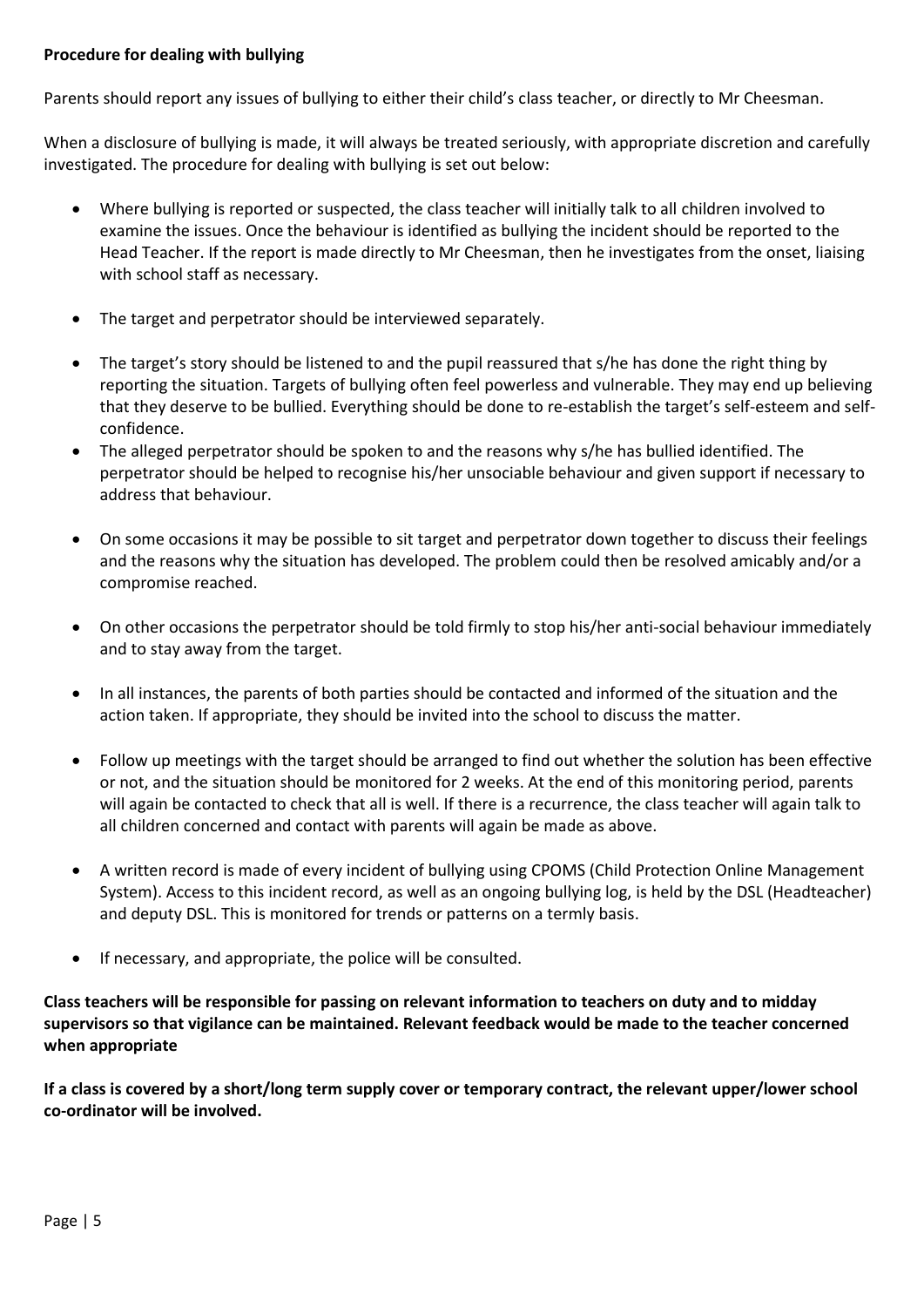**Procedure for dealing with bullying**

Parents should report any issues of bullying to either their child's class teacher, or directly to Mr Cheesman.

When a disclosure of bullying is made, it will always be treated seriously, with appropriate discretion and carefully investigated. The procedure for dealing with bullying is set out below:

- Where bullying is reported or suspected, the class teacher will initially talk to all children involved to examine the issues. Once the behaviour is identified as bullying the incident should be reported to the Head Teacher. If the report is made directly to Mr Cheesman, then he investigates from the onset, liaising with school staff as necessary.
- The target and perpetrator should be interviewed separately.
- The target's story should be listened to and the pupil reassured that s/he has done the right thing by reporting the situation. Targets of bullying often feel powerless and vulnerable. They may end up believing that they deserve to be bullied. Everything should be done to re-establish the target's self-esteem and self-confidence.
- The alleged perpetrator should be spoken to and the reasons why s/he has bullied identified. The perpetrator should be helped to recognise his/her unsociable behaviour and given support if necessary to address that behaviour.
- On some occasions it may be possible to sit target and perpetrator down together to discuss their feelings and the reasons why the situation has developed. The problem could then be resolved amicably and/or a compromise reached.
- On other occasions the perpetrator should be told firmly to stop his/her anti-social behaviour immediately and to stay away from the target.
- In all instances, the parents of both parties should be contacted and informed of the situation and the action taken. If appropriate, they should be invited into the school to discuss the matter.
- Follow up meetings with the target should be arranged to find out whether the solution has been effective or not, and the situation should be monitored for 2 weeks. At the end of this monitoring period, parents will again be contacted to check that all is well. If there is a recurrence, the class teacher will again talk to all children concerned and contact with parents will again be made as above.
- A written record is made of every incident of bullying using CPOMS (Child Protection Online Management System). Access to this incident record, as well as an ongoing bullying log, is held by the DSL (Headteacher) and deputy DSL. This is monitored for trends or patterns on a termly basis.
- If necessary, and appropriate, the police will be consulted.

**Class teachers will be responsible for passing on relevant information to teachers on duty and to midday supervisors so that vigilance can be maintained. Relevant feedback would be made to the teacher concerned when appropriate**

**If a class is covered by a short/long term supply cover or temporary contract, the relevant upper/lower school co-ordinator will be involved.**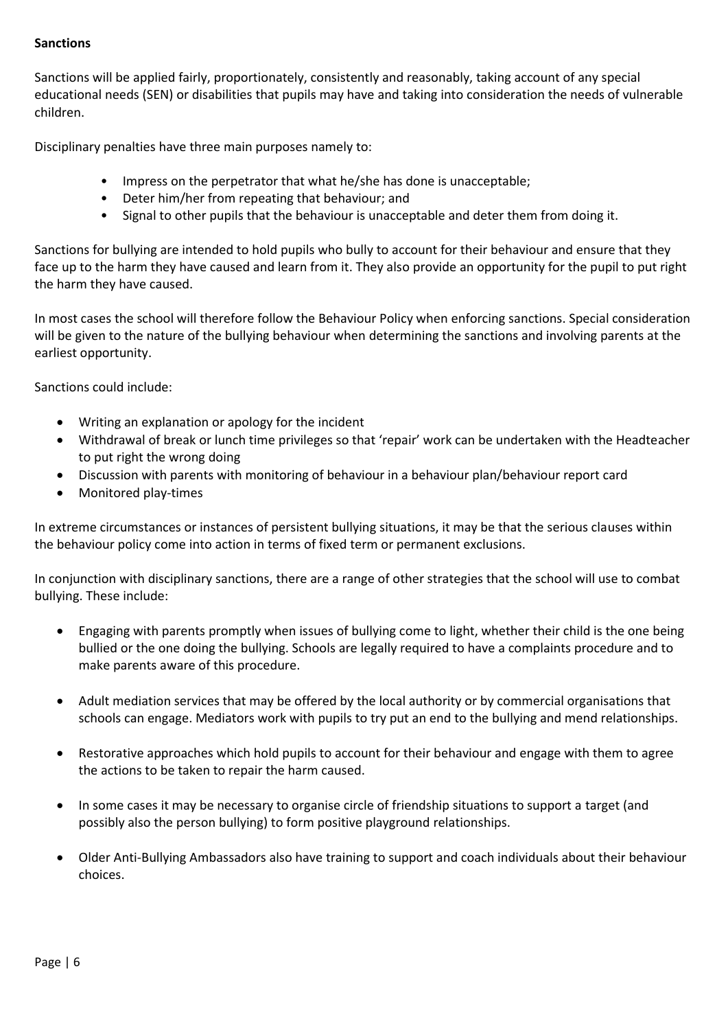**Sanctions**

Sanctions will be applied fairly, proportionately, consistently and reasonably, taking account of any special educational needs (SEN) or disabilities that pupils may have and taking into consideration the needs of vulnerable children.

Disciplinary penalties have three main purposes namely to:

- Impress on the perpetrator that what he/she has done is unacceptable;
- Deter him/her from repeating that behaviour; and
- Signal to other pupils that the behaviour is unacceptable and deter them from doing it.

Sanctions for bullying are intended to hold pupils who bully to account for their behaviour and ensure that they face up to the harm they have caused and learn from it. They also provide an opportunity for the pupil to put right the harm they have caused.

In most cases the school will therefore follow the Behaviour Policy when enforcing sanctions. Special consideration will be given to the nature of the bullying behaviour when determining the sanctions and involving parents at the earliest opportunity.

Sanctions could include:

- Writing an explanation or apology for the incident
- Withdrawal of break or lunch time privileges so that 'repair' work can be undertaken with the Headteacher to put right the wrong doing
- Discussion with parents with monitoring of behaviour in a behaviour plan/behaviour report card
- Monitored play-times

In extreme circumstances or instances of persistent bullying situations, it may be that the serious clauses within the behaviour policy come into action in terms of fixed term or permanent exclusions.

In conjunction with disciplinary sanctions, there are a range of other strategies that the school will use to combat bullying. These include:

- Engaging with parents promptly when issues of bullying come to light, whether their child is the one being bullied or the one doing the bullying. Schools are legally required to have a complaints procedure and to make parents aware of this procedure.

- Adult mediation services that may be offered by the local authority or by commercial organisations that schools can engage. Mediators work with pupils to try put an end to the bullying and mend relationships.

- Restorative approaches which hold pupils to account for their behaviour and engage with them to agree the actions to be taken to repair the harm caused.

- In some cases it may be necessary to organise circle of friendship situations to support a target (and possibly also the person bullying) to form positive playground relationships.

- Older Anti-Bullying Ambassadors also have training to support and coach individuals about their behaviour choices.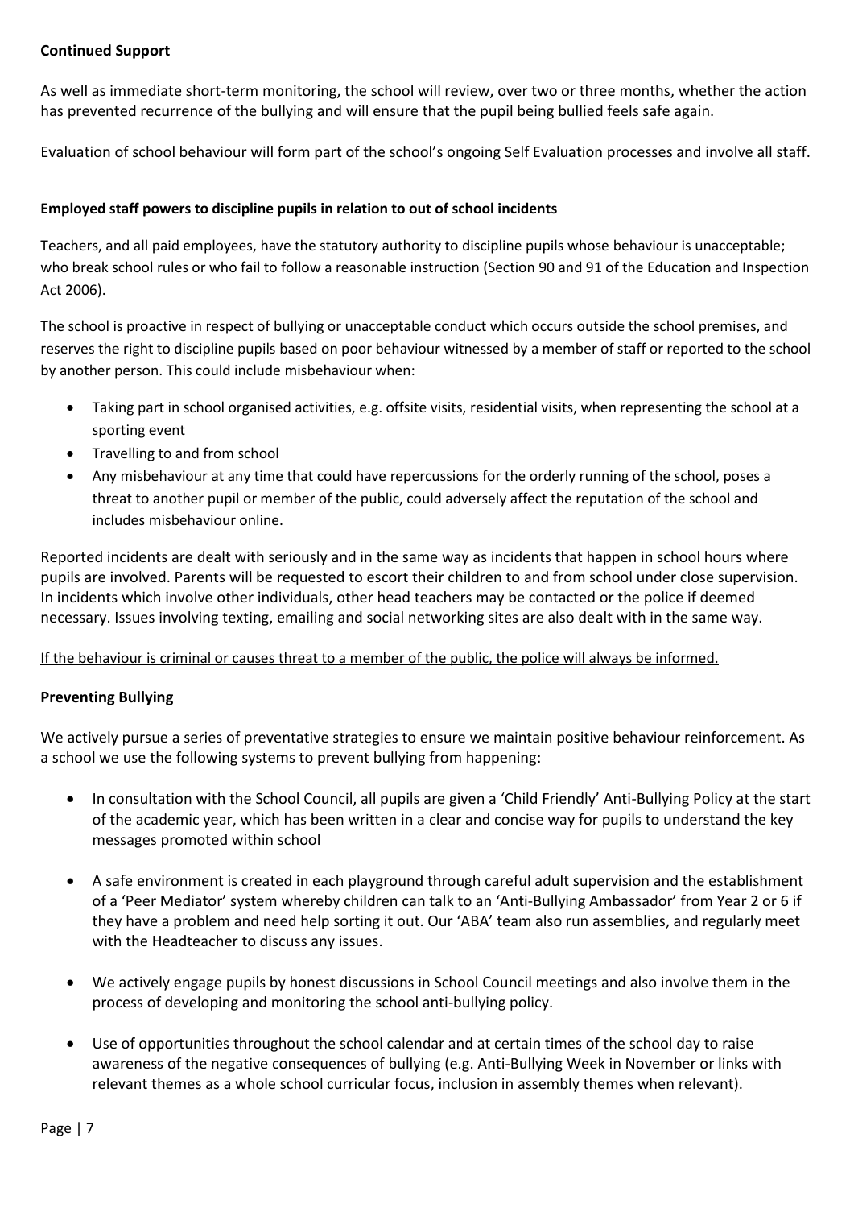## Continued Support

As well as immediate short-term monitoring, the school will review, over two or three months, whether the action has prevented recurrence of the bullying and will ensure that the pupil being bullied feels safe again.

Evaluation of school behaviour will form part of the school's ongoing Self Evaluation processes and involve all staff.

### Employed staff powers to discipline pupils in relation to out of school incidents

Teachers, and all paid employees, have the statutory authority to discipline pupils whose behaviour is unacceptable; who break school rules or who fail to follow a reasonable instruction (Section 90 and 91 of the Education and Inspection Act 2006).

The school is proactive in respect of bullying or unacceptable conduct which occurs outside the school premises, and reserves the right to discipline pupils based on poor behaviour witnessed by a member of staff or reported to the school by another person. This could include misbehaviour when:

- Taking part in school organised activities, e.g. offsite visits, residential visits, when representing the school at a sporting event
- Travelling to and from school
- Any misbehaviour at any time that could have repercussions for the orderly running of the school, poses a threat to another pupil or member of the public, could adversely affect the reputation of the school and includes misbehaviour online.

Reported incidents are dealt with seriously and in the same way as incidents that happen in school hours where pupils are involved. Parents will be requested to escort their children to and from school under close supervision. In incidents which involve other individuals, other head teachers may be contacted or the police if deemed necessary. Issues involving texting, emailing and social networking sites are also dealt with in the same way.

<u>If the behaviour is criminal or causes threat to a member of the public, the police will always be informed.</u>

## Preventing Bullying

We actively pursue a series of preventative strategies to ensure we maintain positive behaviour reinforcement. As a school we use the following systems to prevent bullying from happening:

- In consultation with the School Council, all pupils are given a 'Child Friendly' Anti-Bullying Policy at the start of the academic year, which has been written in a clear and concise way for pupils to understand the key messages promoted within school
- A safe environment is created in each playground through careful adult supervision and the establishment of a 'Peer Mediator' system whereby children can talk to an 'Anti-Bullying Ambassador' from Year 2 or 6 if they have a problem and need help sorting it out. Our 'ABA' team also run assemblies, and regularly meet with the Headteacher to discuss any issues.
- We actively engage pupils by honest discussions in School Council meetings and also involve them in the process of developing and monitoring the school anti-bullying policy.
- Use of opportunities throughout the school calendar and at certain times of the school day to raise awareness of the negative consequences of bullying (e.g. Anti-Bullying Week in November or links with relevant themes as a whole school curricular focus, inclusion in assembly themes when relevant).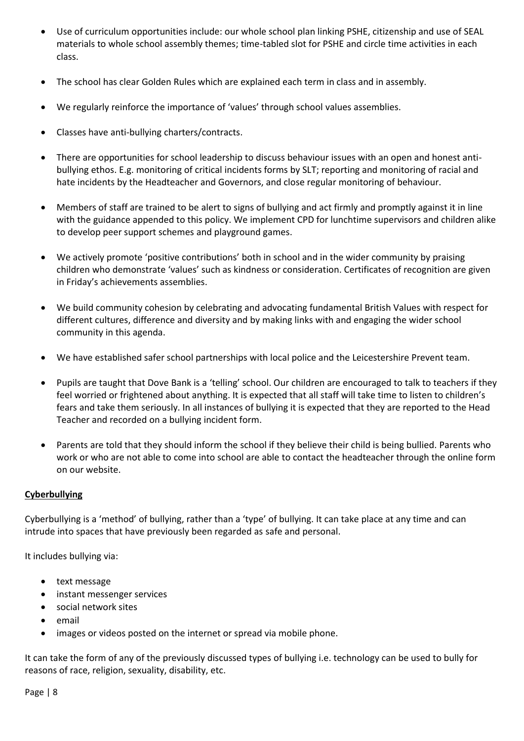- Use of curriculum opportunities include: our whole school plan linking PSHE, citizenship and use of SEAL materials to whole school assembly themes; time-tabled slot for PSHE and circle time activities in each class.
- The school has clear Golden Rules which are explained each term in class and in assembly.
- We regularly reinforce the importance of 'values' through school values assemblies.
- Classes have anti-bullying charters/contracts.
- There are opportunities for school leadership to discuss behaviour issues with an open and honest anti-bullying ethos. E.g. monitoring of critical incidents forms by SLT; reporting and monitoring of racial and hate incidents by the Headteacher and Governors, and close regular monitoring of behaviour.
- Members of staff are trained to be alert to signs of bullying and act firmly and promptly against it in line with the guidance appended to this policy. We implement CPD for lunchtime supervisors and children alike to develop peer support schemes and playground games.
- We actively promote 'positive contributions' both in school and in the wider community by praising children who demonstrate 'values' such as kindness or consideration. Certificates of recognition are given in Friday's achievements assemblies.
- We build community cohesion by celebrating and advocating fundamental British Values with respect for different cultures, difference and diversity and by making links with and engaging the wider school community in this agenda.
- We have established safer school partnerships with local police and the Leicestershire Prevent team.
- Pupils are taught that Dove Bank is a 'telling' school. Our children are encouraged to talk to teachers if they feel worried or frightened about anything. It is expected that all staff will take time to listen to children's fears and take them seriously. In all instances of bullying it is expected that they are reported to the Head Teacher and recorded on a bullying incident form.
- Parents are told that they should inform the school if they believe their child is being bullied. Parents who work or who are not able to come into school are able to contact the headteacher through the online form on our website.

**Cyberbullying**

Cyberbullying is a 'method' of bullying, rather than a 'type' of bullying. It can take place at any time and can intrude into spaces that have previously been regarded as safe and personal.

It includes bullying via:

- text message
- instant messenger services
- social network sites
- email
- images or videos posted on the internet or spread via mobile phone.

It can take the form of any of the previously discussed types of bullying i.e. technology can be used to bully for reasons of race, religion, sexuality, disability, etc.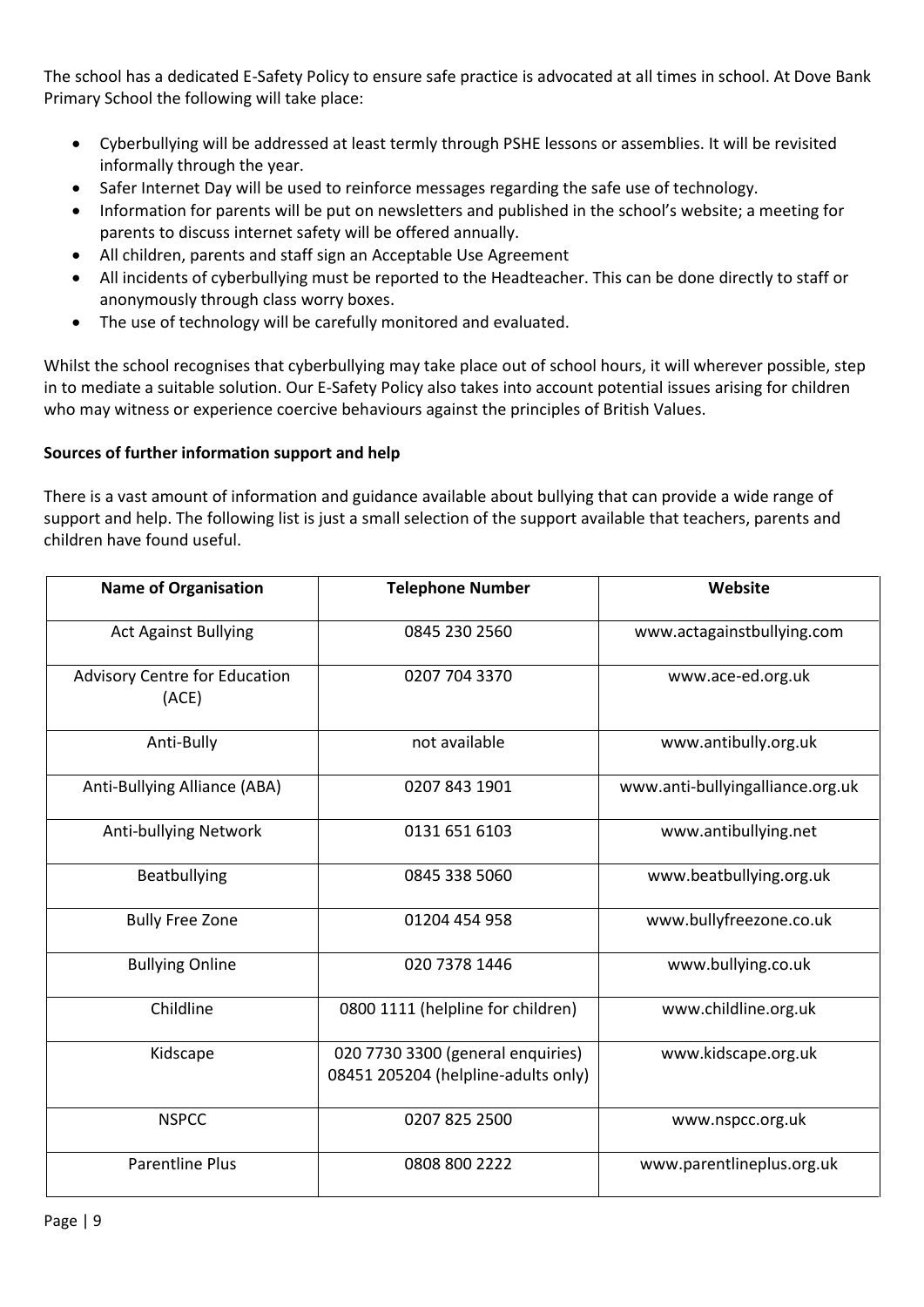The school has a dedicated E-Safety Policy to ensure safe practice is advocated at all times in school. At Dove Bank Primary School the following will take place:

- Cyberbullying will be addressed at least termly through PSHE lessons or assemblies. It will be revisited informally through the year.
- Safer Internet Day will be used to reinforce messages regarding the safe use of technology.
- Information for parents will be put on newsletters and published in the school's website; a meeting for parents to discuss internet safety will be offered annually.
- All children, parents and staff sign an Acceptable Use Agreement
- All incidents of cyberbullying must be reported to the Headteacher. This can be done directly to staff or anonymously through class worry boxes.
- The use of technology will be carefully monitored and evaluated.

Whilst the school recognises that cyberbullying may take place out of school hours, it will wherever possible, step in to mediate a suitable solution. Our E-Safety Policy also takes into account potential issues arising for children who may witness or experience coercive behaviours against the principles of British Values.

**Sources of further information support and help**

There is a vast amount of information and guidance available about bullying that can provide a wide range of support and help. The following list is just a small selection of the support available that teachers, parents and children have found useful.

| Name of Organisation | Telephone Number | Website |
|---|---|---|
| Act Against Bullying | 0845 230 2560 | www.actagainstbullying.com |
| Advisory Centre for Education (ACE) | 0207 704 3370 | www.ace-ed.org.uk |
| Anti-Bully | not available | www.antibully.org.uk |
| Anti-Bullying Alliance (ABA) | 0207 843 1901 | www.anti-bullyingalliance.org.uk |
| Anti-bullying Network | 0131 651 6103 | www.antibullying.net |
| Beatbullying | 0845 338 5060 | www.beatbullying.org.uk |
| Bully Free Zone | 01204 454 958 | www.bullyfreezone.co.uk |
| Bullying Online | 020 7378 1446 | www.bullying.co.uk |
| Childline | 0800 1111 (helpline for children) | www.childline.org.uk |
| Kidscape | 020 7730 3300 (general enquiries)<br>08451 205204 (helpline-adults only) | www.kidscape.org.uk |
| NSPCC | 0207 825 2500 | www.nspcc.org.uk |
| Parentline Plus | 0808 800 2222 | www.parentlineplus.org.uk |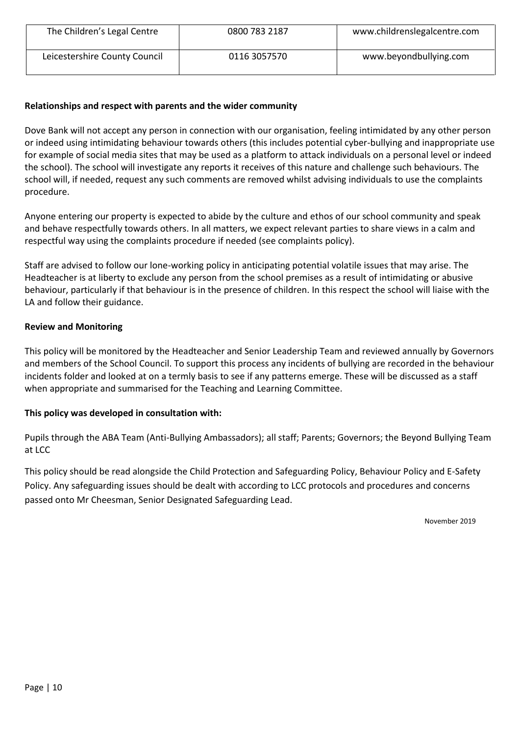| | | |
|---|---|---|
| The Children's Legal Centre | 0800 783 2187 | www.childrenslegalcentre.com |
| Leicestershire County Council | 0116 3057570 | www.beyondbullying.com |

**Relationships and respect with parents and the wider community**

Dove Bank will not accept any person in connection with our organisation, feeling intimidated by any other person or indeed using intimidating behaviour towards others (this includes potential cyber-bullying and inappropriate use for example of social media sites that may be used as a platform to attack individuals on a personal level or indeed the school). The school will investigate any reports it receives of this nature and challenge such behaviours. The school will, if needed, request any such comments are removed whilst advising individuals to use the complaints procedure.

Anyone entering our property is expected to abide by the culture and ethos of our school community and speak and behave respectfully towards others. In all matters, we expect relevant parties to share views in a calm and respectful way using the complaints procedure if needed (see complaints policy).

Staff are advised to follow our lone-working policy in anticipating potential volatile issues that may arise. The Headteacher is at liberty to exclude any person from the school premises as a result of intimidating or abusive behaviour, particularly if that behaviour is in the presence of children. In this respect the school will liaise with the LA and follow their guidance.

**Review and Monitoring**

This policy will be monitored by the Headteacher and Senior Leadership Team and reviewed annually by Governors and members of the School Council. To support this process any incidents of bullying are recorded in the behaviour incidents folder and looked at on a termly basis to see if any patterns emerge. These will be discussed as a staff when appropriate and summarised for the Teaching and Learning Committee.

**This policy was developed in consultation with:**

Pupils through the ABA Team (Anti-Bullying Ambassadors); all staff; Parents; Governors; the Beyond Bullying Team at LCC

This policy should be read alongside the Child Protection and Safeguarding Policy, Behaviour Policy and E-Safety Policy. Any safeguarding issues should be dealt with according to LCC protocols and procedures and concerns passed onto Mr Cheesman, Senior Designated Safeguarding Lead.

November 2019